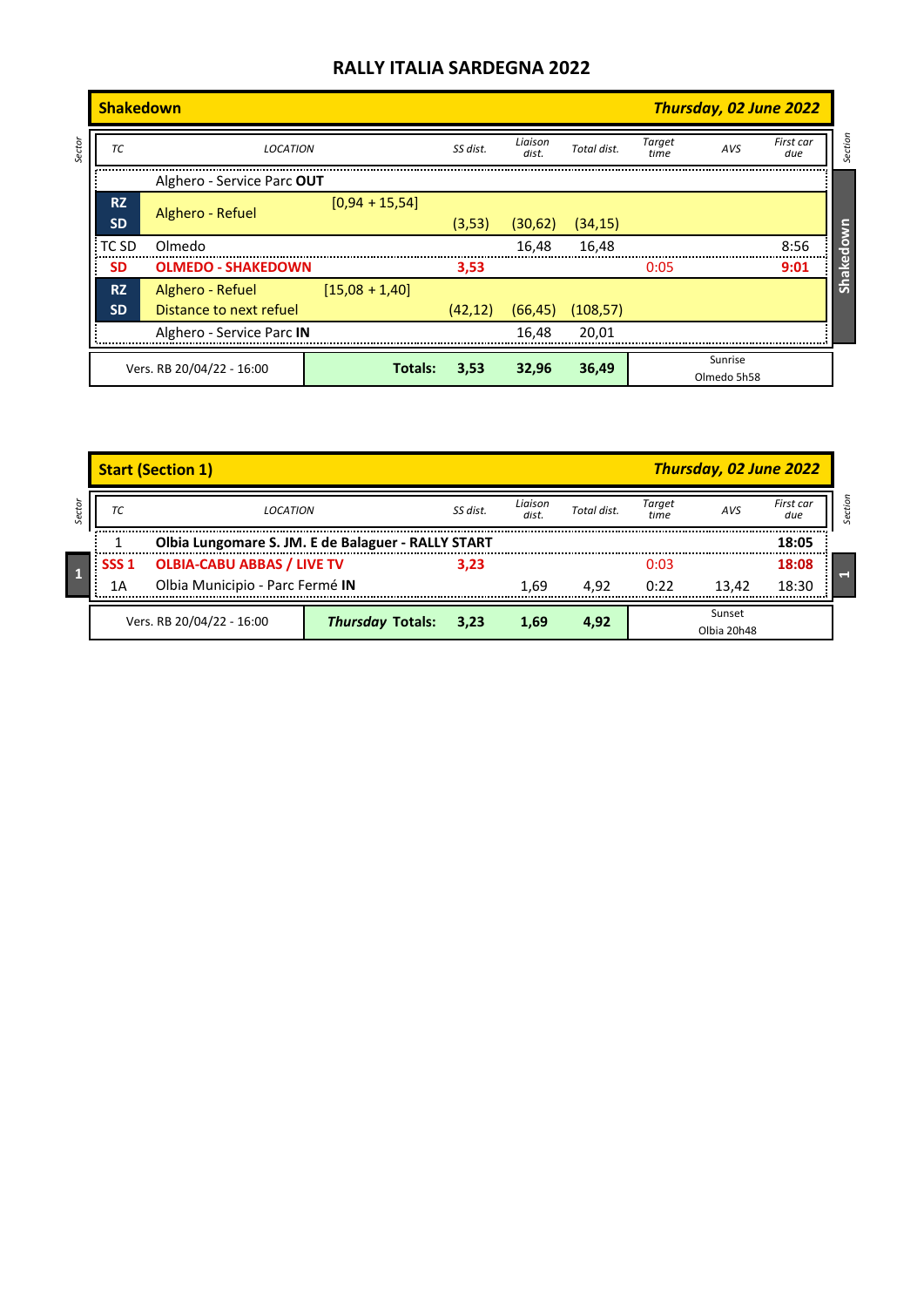# RALLY ITALIA SARDEGNA 2022

## Shakedown — *Thursday, 02 June 2022*

| Sector | TC | LOCATION | | SS dist. | Liaison dist. | Total dist. | Target time | AVS | First car due | Section |
|---|---|---|---|---|---|---|---|---|---|---|
| | | Alghero - Service Parc **OUT** | | | | | | | | Shakedown |
| | **RZ SD** | Alghero - Refuel | [0,94 + 15,54] | (3,53) | (30,62) | (34,15) | | | | |
| | TC SD | Olmedo | | | 16,48 | 16,48 | | | 8:56 | |
| | **SD** | **OLMEDO - SHAKEDOWN** | | **3,53** | | | 0:05 | | **9:01** | |
| | **RZ SD** | Alghero - Refuel / Distance to next refuel | [15,08 + 1,40] | (42,12) | (66,45) | (108,57) | | | | |
| | | Alghero - Service Parc **IN** | | | 16,48 | 20,01 | | | | |
| | Vers. RB 20/04/22 - 16:00 | | **Totals:** | **3,53** | **32,96** | **36,49** | Sunrise Olmedo 5h58 | | | |

## Start (Section 1) — *Thursday, 02 June 2022*

| Sector | TC | LOCATION | SS dist. | Liaison dist. | Total dist. | Target time | AVS | First car due | Section |
|---|---|---|---|---|---|---|---|---|---|
| 1 | 1 | **Olbia Lungomare S. JM. E de Balaguer - RALLY START** | | | | | | **18:05** | 1 |
| | **SSS 1** | **OLBIA-CABU ABBAS / LIVE TV** | **3,23** | | | 0:03 | | **18:08** | |
| | 1A | Olbia Municipio - Parc Fermé **IN** | | 1,69 | 4,92 | 0:22 | 13,42 | 18:30 | |
| | Vers. RB 20/04/22 - 16:00 | ***Thursday* Totals:** | **3,23** | **1,69** | **4,92** | Sunset Olbia 20h48 | | | |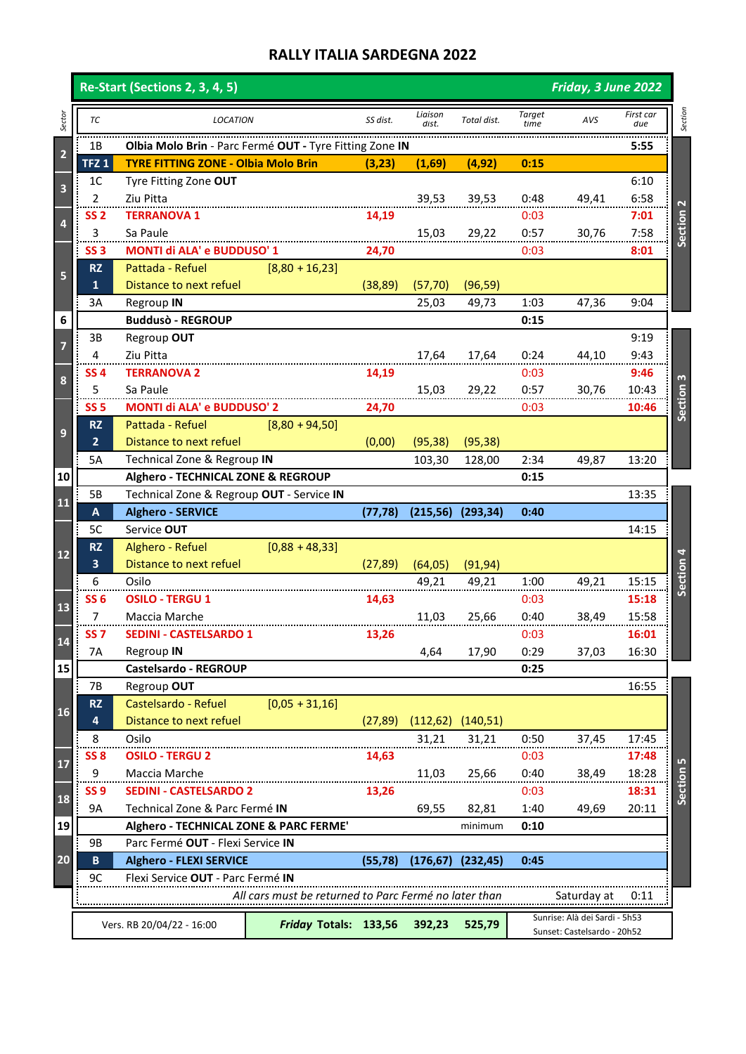# RALLY ITALIA SARDEGNA 2022

**Re-Start (Sections 2, 3, 4, 5)** — ***Friday, 3 June 2022***

| Sector | TC | LOCATION | SS dist. | Liaison dist. | Total dist. | Target time | AVS | First car due | Section |
|---|---|---|---|---|---|---|---|---|---|
| 2 | 1B | **Olbia Molo Brin** - Parc Fermé **OUT** - Tyre Fitting Zone **IN** | | | | | | **5:55** | Section 2 |
| | **TFZ 1** | **TYRE FITTING ZONE - Olbia Molo Brin** | **(3,23)** | **(1,69)** | **(4,92)** | **0:15** | | | |
| 3 | 1C | Tyre Fitting Zone **OUT** | | | | | | 6:10 | |
| | 2 | Ziu Pitta | | 39,53 | 39,53 | 0:48 | 49,41 | 6:58 | |
| 4 | **SS 2** | **TERRANOVA 1** | **14,19** | | | 0:03 | | **7:01** | |
| | 3 | Sa Paule | | 15,03 | 29,22 | 0:57 | 30,76 | 7:58 | |
| 5 | **SS 3** | **MONTI di ALA' e BUDDUSO' 1** | **24,70** | | | 0:03 | | **8:01** | |
| | **RZ 1** | Pattada - Refuel [8,80 + 16,23] Distance to next refuel | (38,89) | (57,70) | (96,59) | | | | |
| | 3A | Regroup **IN** | | 25,03 | 49,73 | 1:03 | 47,36 | 9:04 | |
| 6 | | **Buddusò - REGROUP** | | | | **0:15** | | | |
| 7 | 3B | Regroup **OUT** | | | | | | 9:19 | Section 3 |
| | 4 | Ziu Pitta | | 17,64 | 17,64 | 0:24 | 44,10 | 9:43 | |
| 8 | **SS 4** | **TERRANOVA 2** | **14,19** | | | 0:03 | | **9:46** | |
| | 5 | Sa Paule | | 15,03 | 29,22 | 0:57 | 30,76 | 10:43 | |
| 9 | **SS 5** | **MONTI di ALA' e BUDDUSO' 2** | **24,70** | | | 0:03 | | **10:46** | |
| | **RZ 2** | Pattada - Refuel [8,80 + 94,50] Distance to next refuel | (0,00) | (95,38) | (95,38) | | | | |
| | 5A | Technical Zone & Regroup **IN** | | 103,30 | 128,00 | 2:34 | 49,87 | 13:20 | |
| 10 | | **Alghero - TECHNICAL ZONE & REGROUP** | | | | **0:15** | | | |
| 11 | 5B | Technical Zone & Regroup **OUT** - Service **IN** | | | | | | 13:35 | Section 4 |
| | **A** | **Alghero - SERVICE** | **(77,78)** | **(215,56)** | **(293,34)** | **0:40** | | | |
| 12 | 5C | Service **OUT** | | | | | | 14:15 | |
| | **RZ 3** | Alghero - Refuel [0,88 + 48,33] Distance to next refuel | (27,89) | (64,05) | (91,94) | | | | |
| | 6 | Osilo | | 49,21 | 49,21 | 1:00 | 49,21 | 15:15 | |
| 13 | **SS 6** | **OSILO - TERGU 1** | **14,63** | | | 0:03 | | **15:18** | |
| | 7 | Maccia Marche | | 11,03 | 25,66 | 0:40 | 38,49 | 15:58 | |
| 14 | **SS 7** | **SEDINI - CASTELSARDO 1** | **13,26** | | | 0:03 | | **16:01** | |
| | 7A | Regroup **IN** | | 4,64 | 17,90 | 0:29 | 37,03 | 16:30 | |
| 15 | | **Castelsardo - REGROUP** | | | | **0:25** | | | |
| 16 | 7B | Regroup **OUT** | | | | | | 16:55 | Section 5 |
| | **RZ 4** | Castelsardo - Refuel [0,05 + 31,16] Distance to next refuel | (27,89) | (112,62) | (140,51) | | | | |
| | 8 | Osilo | | 31,21 | 31,21 | 0:50 | 37,45 | 17:45 | |
| 17 | **SS 8** | **OSILO - TERGU 2** | **14,63** | | | 0:03 | | **17:48** | |
| | 9 | Maccia Marche | | 11,03 | 25,66 | 0:40 | 38,49 | 18:28 | |
| 18 | **SS 9** | **SEDINI - CASTELSARDO 2** | **13,26** | | | 0:03 | | **18:31** | |
| | 9A | Technical Zone & Parc Fermé **IN** | | 69,55 | 82,81 | 1:40 | 49,69 | 20:11 | |
| 19 | | **Alghero - TECHNICAL ZONE & PARC FERME'** | | | minimum | **0:10** | | | |
| 20 | 9B | Parc Fermé **OUT** - Flexi Service **IN** | | | | | | | |
| | **B** | **Alghero - FLEXI SERVICE** | **(55,78)** | **(176,67)** | **(232,45)** | **0:45** | | | |
| | 9C | Flexi Service **OUT** - Parc Fermé **IN** | | | | | | | |
| | | *All cars must be returned to Parc Fermé no later than* | | | | Saturday at | | 0:11 | |

| Vers. RB 20/04/22 - 16:00 | ***Friday* Totals:** | **133,56** | **392,23** | **525,79** | Sunrise: Alà dei Sardi - 5h53<br>Sunset: Castelsardo - 20h52 |
|---|---|---|---|---|---|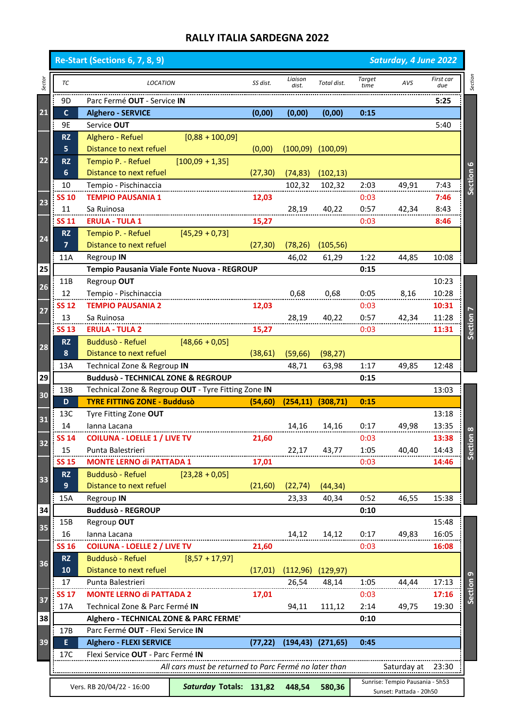# RALLY ITALIA SARDEGNA 2022

**Re-Start (Sections 6, 7, 8, 9)** — *Saturday, 4 June 2022*

| Sector | TC | LOCATION | SS dist. | Liaison dist. | Total dist. | Target time | AVS | First car due | Section |
|---|---|---|---|---|---|---|---|---|---|
| | 9D | Parc Fermé **OUT** - Service **IN** | | | | | | **5:25** | |
| 21 | C | **Alghero - SERVICE** | **(0,00)** | **(0,00)** | **(0,00)** | **0:15** | | | Section 6 |
| | 9E | Service **OUT** | | | | | | 5:40 | Section 6 |
| 22 | RZ 5 | Alghero - Refuel [0,88 + 100,09] Distance to next refuel | (0,00) | (100,09) | (100,09) | | | | Section 6 |
| 22 | RZ 6 | Tempio P. - Refuel [100,09 + 1,35] Distance to next refuel | (27,30) | (74,83) | (102,13) | | | | Section 6 |
| 22 | 10 | Tempio - Pischinaccia | | 102,32 | 102,32 | 2:03 | 49,91 | 7:43 | Section 6 |
| 23 | SS 10 | **TEMPIO PAUSANIA 1** | **12,03** | | | 0:03 | | **7:46** | Section 6 |
| 23 | 11 | Sa Ruinosa | | 28,19 | 40,22 | 0:57 | 42,34 | 8:43 | Section 6 |
| 24 | SS 11 | **ERULA - TULA 1** | **15,27** | | | 0:03 | | **8:46** | Section 6 |
| 24 | RZ 7 | Tempio P. - Refuel [45,29 + 0,73] Distance to next refuel | (27,30) | (78,26) | (105,56) | | | | Section 6 |
| 24 | 11A | Regroup **IN** | | 46,02 | 61,29 | 1:22 | 44,85 | 10:08 | Section 6 |
| 25 | | **Tempio Pausania Viale Fonte Nuova - REGROUP** | | | | **0:15** | | | |
| 26 | 11B | Regroup **OUT** | | | | | | 10:23 | Section 7 |
| 26 | 12 | Tempio - Pischinaccia | | 0,68 | 0,68 | 0:05 | 8,16 | 10:28 | Section 7 |
| 27 | SS 12 | **TEMPIO PAUSANIA 2** | **12,03** | | | 0:03 | | **10:31** | Section 7 |
| 27 | 13 | Sa Ruinosa | | 28,19 | 40,22 | 0:57 | 42,34 | 11:28 | Section 7 |
| 28 | SS 13 | **ERULA - TULA 2** | **15,27** | | | 0:03 | | **11:31** | Section 7 |
| 28 | RZ 8 | Buddusò - Refuel [48,66 + 0,05] Distance to next refuel | (38,61) | (59,66) | (98,27) | | | | Section 7 |
| 28 | 13A | Technical Zone & Regroup **IN** | | 48,71 | 63,98 | 1:17 | 49,85 | 12:48 | Section 7 |
| 29 | | **Buddusò - TECHNICAL ZONE & REGROUP** | | | | **0:15** | | | |
| 30 | 13B | Technical Zone & Regroup **OUT** - Tyre Fitting Zone **IN** | | | | | | 13:03 | Section 8 |
| 30 | D | **TYRE FITTING ZONE - Buddusò** | **(54,60)** | **(254,11)** | **(308,71)** | **0:15** | | | Section 8 |
| 31 | 13C | Tyre Fitting Zone **OUT** | | | | | | 13:18 | Section 8 |
| 31 | 14 | Ianna Lacana | | 14,16 | 14,16 | 0:17 | 49,98 | 13:35 | Section 8 |
| 32 | SS 14 | **COILUNA - LOELLE 1 / LIVE TV** | **21,60** | | | 0:03 | | **13:38** | Section 8 |
| 32 | 15 | Punta Balestrieri | | 22,17 | 43,77 | 1:05 | 40,40 | 14:43 | Section 8 |
| 33 | SS 15 | **MONTE LERNO di PATTADA 1** | **17,01** | | | 0:03 | | **14:46** | Section 8 |
| 33 | RZ 9 | Buddusò - Refuel [23,28 + 0,05] Distance to next refuel | (21,60) | (22,74) | (44,34) | | | | Section 8 |
| 33 | 15A | Regroup **IN** | | 23,33 | 40,34 | 0:52 | 46,55 | 15:38 | Section 8 |
| 34 | | **Buddusò - REGROUP** | | | | **0:10** | | | |
| 35 | 15B | Regroup **OUT** | | | | | | 15:48 | Section 9 |
| 35 | 16 | Ianna Lacana | | 14,12 | 14,12 | 0:17 | 49,83 | 16:05 | Section 9 |
| 36 | SS 16 | **COILUNA - LOELLE 2 / LIVE TV** | **21,60** | | | 0:03 | | **16:08** | Section 9 |
| 36 | RZ 10 | Buddusò - Refuel [8,57 + 17,97] Distance to next refuel | (17,01) | (112,96) | (129,97) | | | | Section 9 |
| 36 | 17 | Punta Balestrieri | | 26,54 | 48,14 | 1:05 | 44,44 | 17:13 | Section 9 |
| 37 | SS 17 | **MONTE LERNO di PATTADA 2** | **17,01** | | | 0:03 | | **17:16** | Section 9 |
| 37 | 17A | Technical Zone & Parc Fermé **IN** | | 94,11 | 111,12 | 2:14 | 49,75 | 19:30 | Section 9 |
| 38 | | **Alghero - TECHNICAL ZONE & PARC FERME'** | | | | **0:10** | | | |
| | 17B | Parc Fermé **OUT** - Flexi Service **IN** | | | | | | | |
| 39 | E | **Alghero - FLEXI SERVICE** | **(77,22)** | **(194,43)** | **(271,65)** | **0:45** | | | |
| | 17C | Flexi Service **OUT** - Parc Fermé **IN** | | | | | | | |
| | | *All cars must be returned to Parc Fermé no later than* | | | | | Saturday at | 23:30 | |

| Vers. RB 20/04/22 - 16:00 | ***Saturday* Totals:** | **131,82** | **448,54** | **580,36** | Sunrise: Tempio Pausania - 5h53 Sunset: Pattada - 20h50 |
|---|---|---|---|---|---|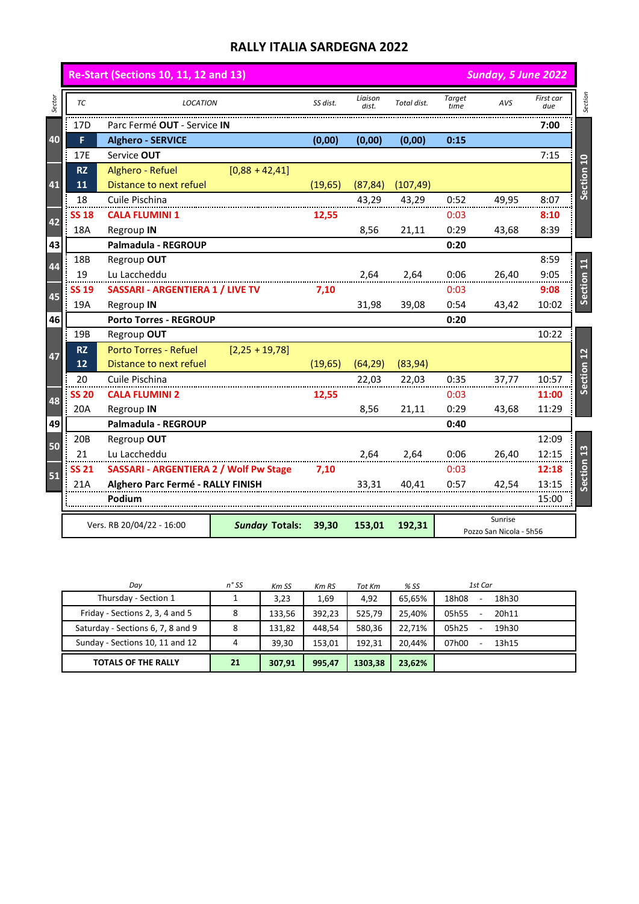# RALLY ITALIA SARDEGNA 2022

**Re-Start (Sections 10, 11, 12 and 13)** — ***Sunday, 5 June 2022***

| Sector | TC | LOCATION | | SS dist. | Liaison dist. | Total dist. | Target time | AVS | First car due | Section |
|---|---|---|---|---|---|---|---|---|---|---|
| | 17D | Parc Fermé **OUT** - Service **IN** | | | | | | | **7:00** | |
| 40 | **F** | **Alghero - SERVICE** | | **(0,00)** | **(0,00)** | **(0,00)** | **0:15** | | | Section 10 |
| | 17E | Service **OUT** | | | | | | | 7:15 | Section 10 |
| 41 | **RZ 11** | Alghero - Refuel / Distance to next refuel | [0,88 + 42,41] | (19,65) | (87,84) | (107,49) | | | | Section 10 |
| | 18 | Cuile Pischina | | | 43,29 | 43,29 | 0:52 | 49,95 | 8:07 | Section 10 |
| 42 | **SS 18** | **CALA FLUMINI 1** | | **12,55** | | | 0:03 | | **8:10** | Section 10 |
| | 18A | Regroup **IN** | | | 8,56 | 21,11 | 0:29 | 43,68 | 8:39 | Section 10 |
| 43 | | **Palmadula - REGROUP** | | | | | **0:20** | | | |
| 44 | 18B | Regroup **OUT** | | | | | | | 8:59 | Section 11 |
| | 19 | Lu Laccheddu | | | 2,64 | 2,64 | 0:06 | 26,40 | 9:05 | Section 11 |
| 45 | **SS 19** | **SASSARI - ARGENTIERA 1 / LIVE TV** | | **7,10** | | | 0:03 | | **9:08** | Section 11 |
| | 19A | Regroup **IN** | | | 31,98 | 39,08 | 0:54 | 43,42 | 10:02 | Section 11 |
| 46 | | **Porto Torres - REGROUP** | | | | | **0:20** | | | |
| 47 | 19B | Regroup **OUT** | | | | | | | 10:22 | Section 12 |
| | **RZ 12** | Porto Torres - Refuel / Distance to next refuel | [2,25 + 19,78] | (19,65) | (64,29) | (83,94) | | | | Section 12 |
| | 20 | Cuile Pischina | | | 22,03 | 22,03 | 0:35 | 37,77 | 10:57 | Section 12 |
| 48 | **SS 20** | **CALA FLUMINI 2** | | **12,55** | | | 0:03 | | **11:00** | Section 12 |
| | 20A | Regroup **IN** | | | 8,56 | 21,11 | 0:29 | 43,68 | 11:29 | Section 12 |
| 49 | | **Palmadula - REGROUP** | | | | | **0:40** | | | |
| 50 | 20B | Regroup **OUT** | | | | | | | 12:09 | Section 13 |
| | 21 | Lu Laccheddu | | | 2,64 | 2,64 | 0:06 | 26,40 | 12:15 | Section 13 |
| 51 | **SS 21** | **SASSARI - ARGENTIERA 2 / Wolf Pw Stage** | | **7,10** | | | 0:03 | | **12:18** | Section 13 |
| | 21A | **Alghero Parc Fermé - RALLY FINISH** | | | 33,31 | 40,41 | 0:57 | 42,54 | 13:15 | Section 13 |
| | | **Podium** | | | | | | | 15:00 | |

| Vers. RB 20/04/22 - 16:00 | ***Sunday* Totals:** | **39,30** | **153,01** | **192,31** | Sunrise Pozzo San Nicola - 5h56 |
|---|---|---|---|---|---|

| Day | n° SS | Km SS | Km RS | Tot Km | % SS | 1st Car |
|---|---|---|---|---|---|---|
| Thursday - Section 1 | 1 | 3,23 | 1,69 | 4,92 | 65,65% | 18h08 - 18h30 |
| Friday - Sections 2, 3, 4 and 5 | 8 | 133,56 | 392,23 | 525,79 | 25,40% | 05h55 - 20h11 |
| Saturday - Sections 6, 7, 8 and 9 | 8 | 131,82 | 448,54 | 580,36 | 22,71% | 05h25 - 19h30 |
| Sunday - Sections 10, 11 and 12 | 4 | 39,30 | 153,01 | 192,31 | 20,44% | 07h00 - 13h15 |
| **TOTALS OF THE RALLY** | **21** | **307,91** | **995,47** | **1303,38** | **23,62%** | |